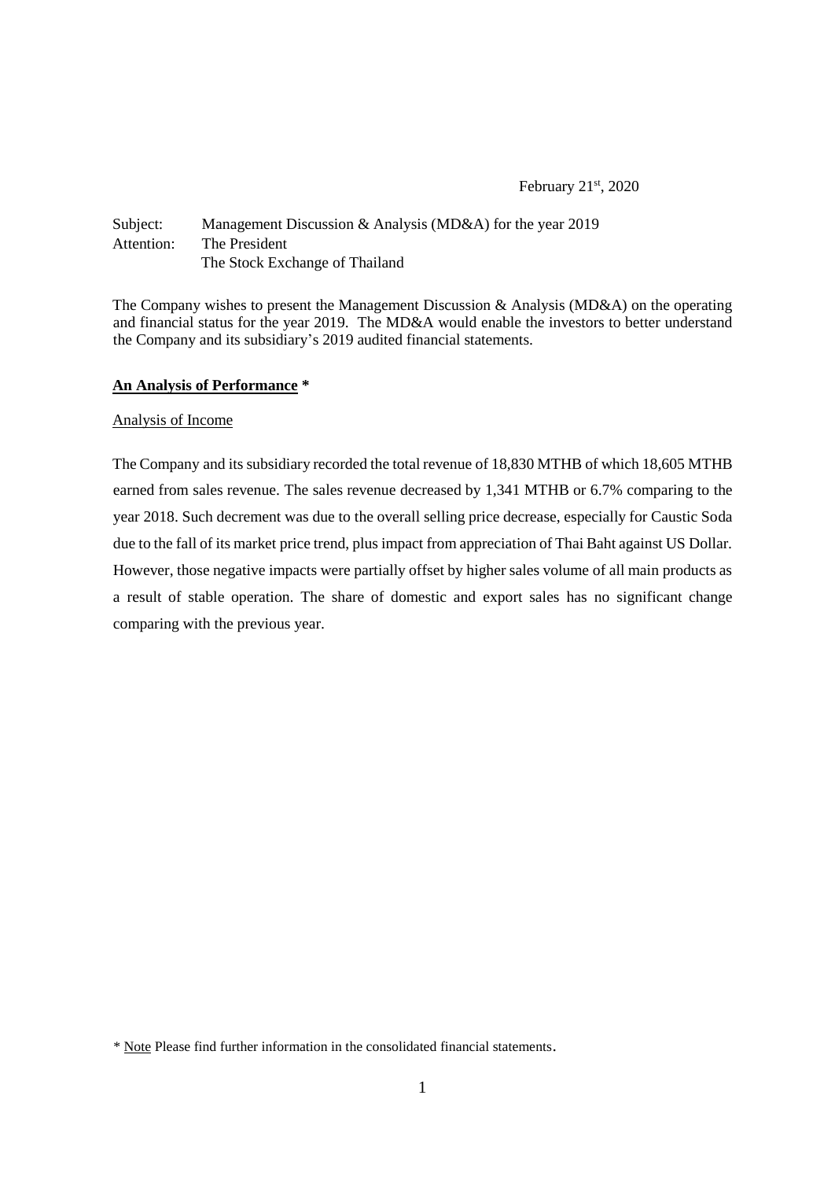February 21st, 2020

Subject: Management Discussion & Analysis (MD&A) for the year 2019
Attention: The President
The Stock Exchange of Thailand

The Company wishes to present the Management Discussion & Analysis (MD&A) on the operating and financial status for the year 2019. The MD&A would enable the investors to better understand the Company and its subsidiary's 2019 audited financial statements.

**An Analysis of Performance** *

Analysis of Income

The Company and its subsidiary recorded the total revenue of 18,830 MTHB of which 18,605 MTHB earned from sales revenue. The sales revenue decreased by 1,341 MTHB or 6.7% comparing to the year 2018. Such decrement was due to the overall selling price decrease, especially for Caustic Soda due to the fall of its market price trend, plus impact from appreciation of Thai Baht against US Dollar. However, those negative impacts were partially offset by higher sales volume of all main products as a result of stable operation. The share of domestic and export sales has no significant change comparing with the previous year.

* Note Please find further information in the consolidated financial statements.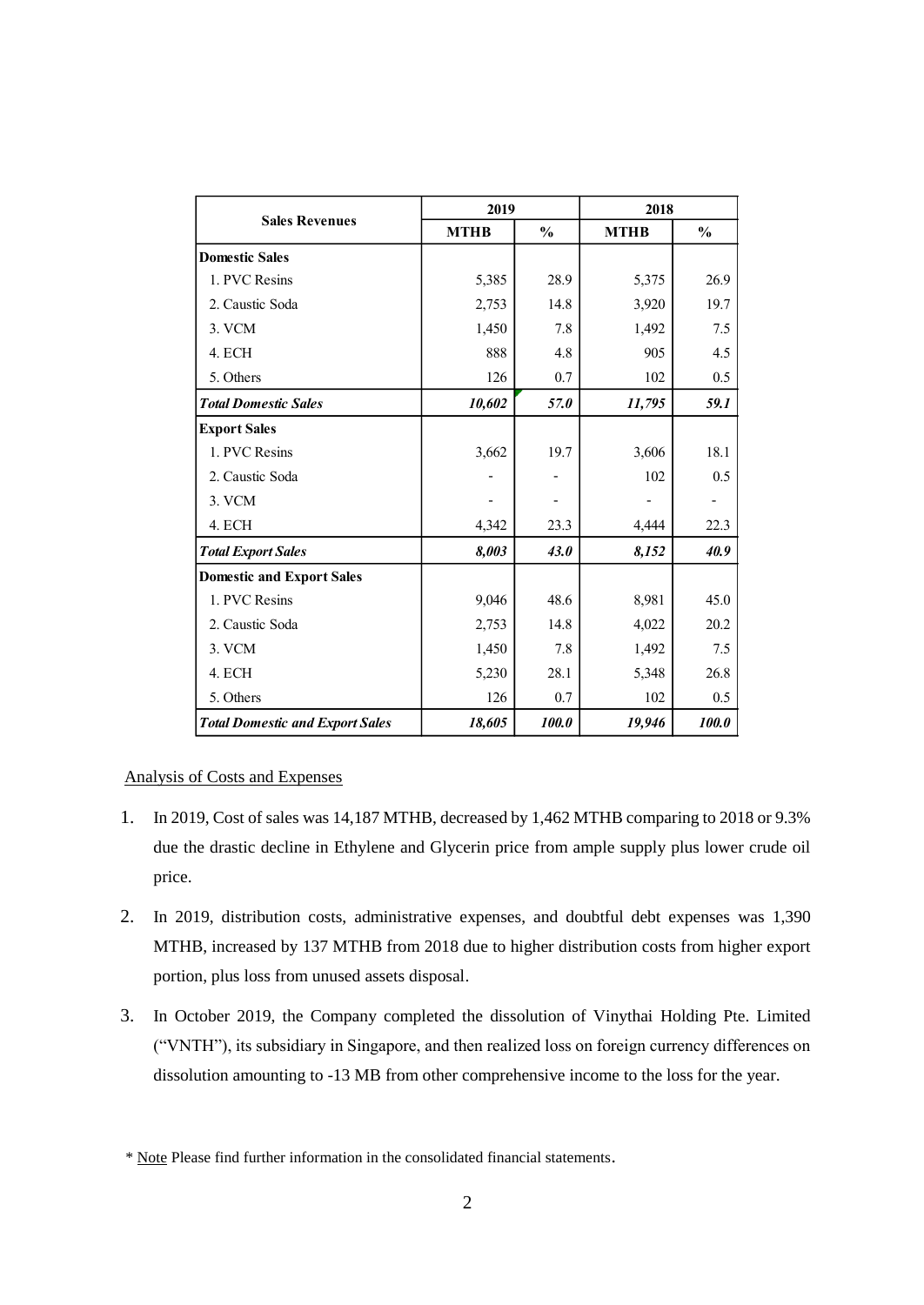| Sales Revenues | 2019 | | 2018 | |
|---|---|---|---|---|
| | MTHB | % | MTHB | % |
| **Domestic Sales** | | | | |
| 1. PVC Resins | 5,385 | 28.9 | 5,375 | 26.9 |
| 2. Caustic Soda | 2,753 | 14.8 | 3,920 | 19.7 |
| 3. VCM | 1,450 | 7.8 | 1,492 | 7.5 |
| 4. ECH | 888 | 4.8 | 905 | 4.5 |
| 5. Others | 126 | 0.7 | 102 | 0.5 |
| ***Total Domestic Sales*** | ***10,602*** | ***57.0*** | ***11,795*** | ***59.1*** |
| **Export Sales** | | | | |
| 1. PVC Resins | 3,662 | 19.7 | 3,606 | 18.1 |
| 2. Caustic Soda | - | - | 102 | 0.5 |
| 3. VCM | - | - | - | - |
| 4. ECH | 4,342 | 23.3 | 4,444 | 22.3 |
| ***Total Export Sales*** | ***8,003*** | ***43.0*** | ***8,152*** | ***40.9*** |
| **Domestic and Export Sales** | | | | |
| 1. PVC Resins | 9,046 | 48.6 | 8,981 | 45.0 |
| 2. Caustic Soda | 2,753 | 14.8 | 4,022 | 20.2 |
| 3. VCM | 1,450 | 7.8 | 1,492 | 7.5 |
| 4. ECH | 5,230 | 28.1 | 5,348 | 26.8 |
| 5. Others | 126 | 0.7 | 102 | 0.5 |
| ***Total Domestic and Export Sales*** | ***18,605*** | ***100.0*** | ***19,946*** | ***100.0*** |

Analysis of Costs and Expenses

1. In 2019, Cost of sales was 14,187 MTHB, decreased by 1,462 MTHB comparing to 2018 or 9.3% due the drastic decline in Ethylene and Glycerin price from ample supply plus lower crude oil price.

2. In 2019, distribution costs, administrative expenses, and doubtful debt expenses was 1,390 MTHB, increased by 137 MTHB from 2018 due to higher distribution costs from higher export portion, plus loss from unused assets disposal.

3. In October 2019, the Company completed the dissolution of Vinythai Holding Pte. Limited ("VNTH"), its subsidiary in Singapore, and then realized loss on foreign currency differences on dissolution amounting to -13 MB from other comprehensive income to the loss for the year.

\* Note Please find further information in the consolidated financial statements.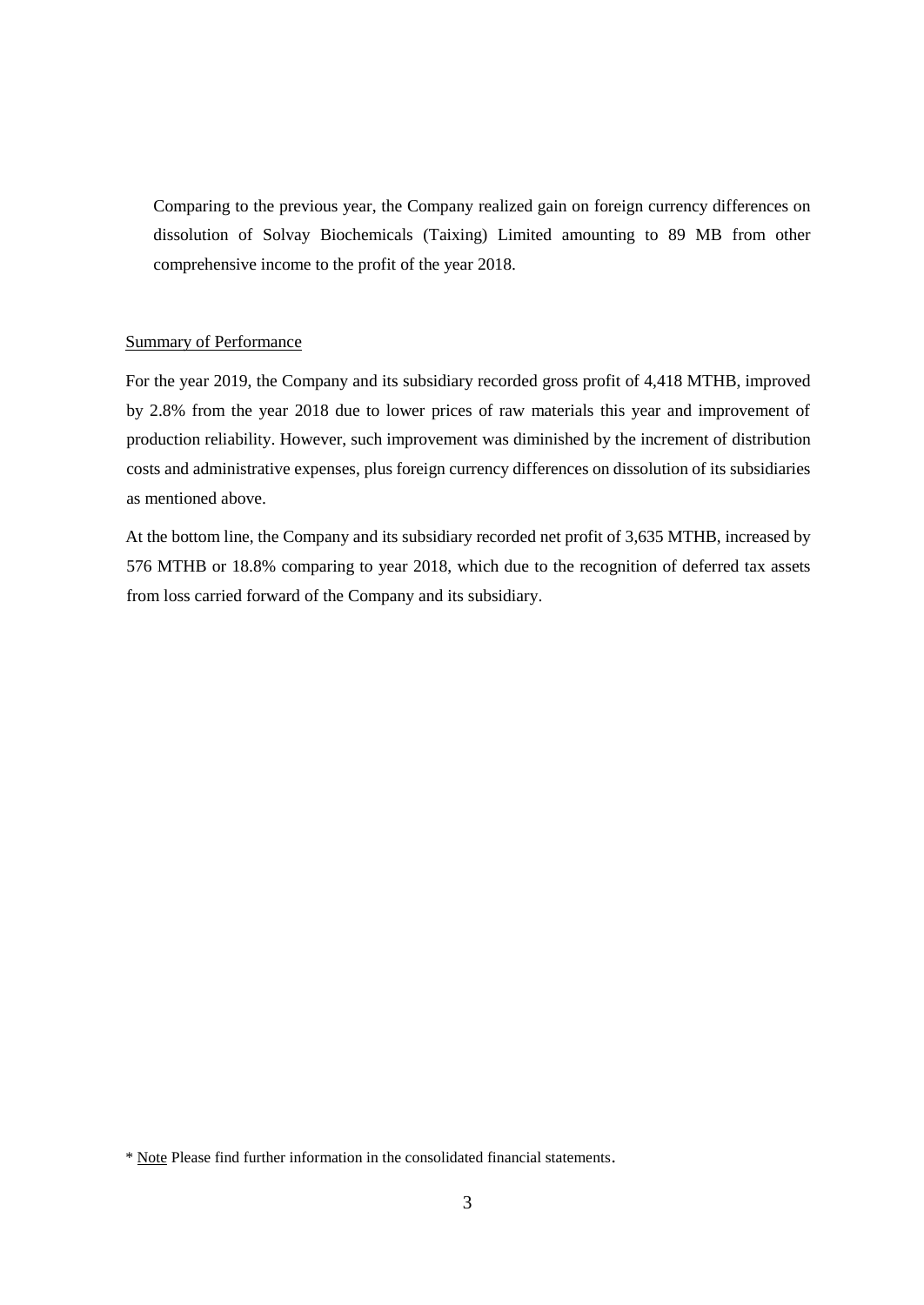Comparing to the previous year, the Company realized gain on foreign currency differences on dissolution of Solvay Biochemicals (Taixing) Limited amounting to 89 MB from other comprehensive income to the profit of the year 2018.

Summary of Performance

For the year 2019, the Company and its subsidiary recorded gross profit of 4,418 MTHB, improved by 2.8% from the year 2018 due to lower prices of raw materials this year and improvement of production reliability. However, such improvement was diminished by the increment of distribution costs and administrative expenses, plus foreign currency differences on dissolution of its subsidiaries as mentioned above.

At the bottom line, the Company and its subsidiary recorded net profit of 3,635 MTHB, increased by 576 MTHB or 18.8% comparing to year 2018, which due to the recognition of deferred tax assets from loss carried forward of the Company and its subsidiary.

* Note Please find further information in the consolidated financial statements.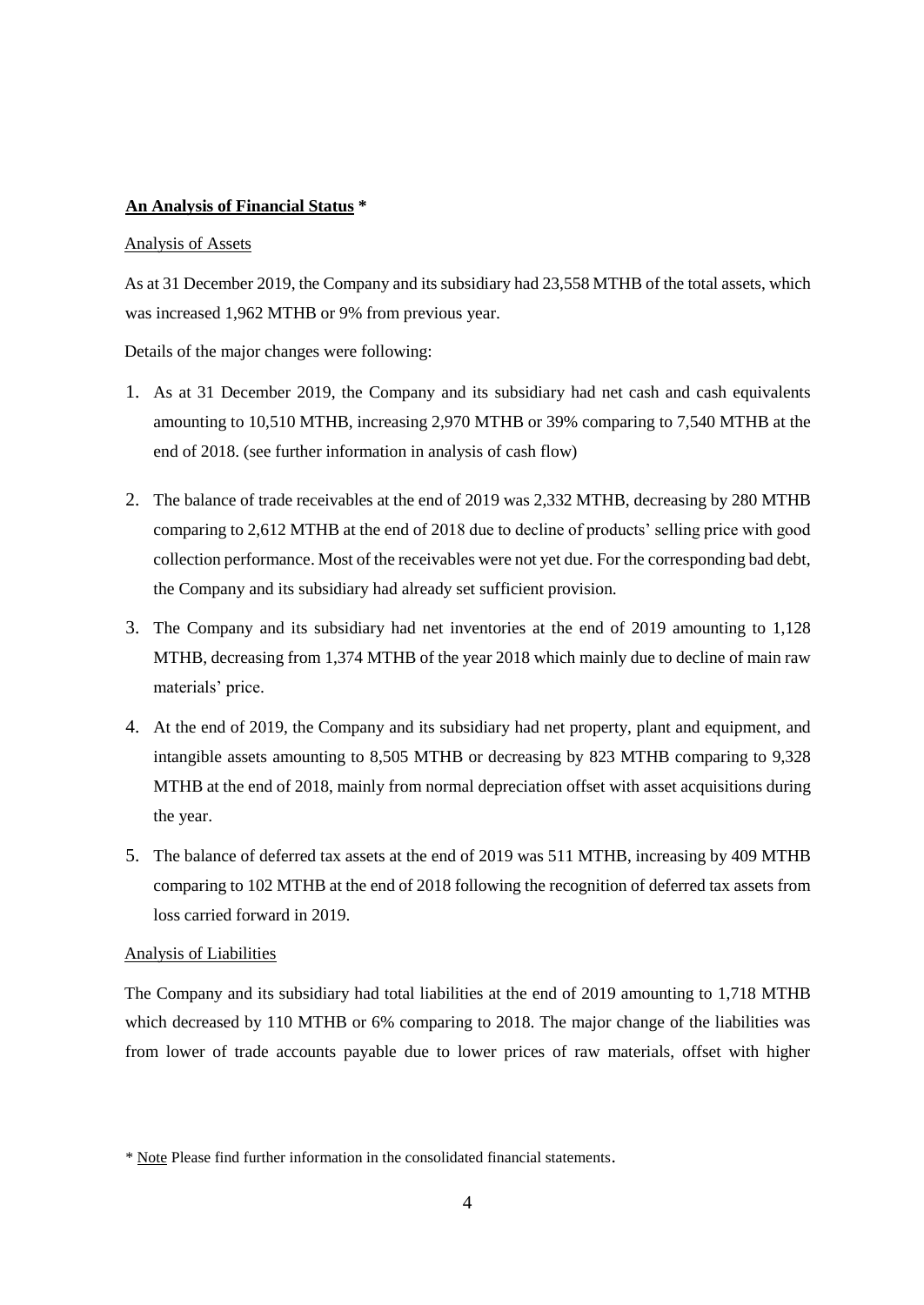**An Analysis of Financial Status** *

Analysis of Assets

As at 31 December 2019, the Company and its subsidiary had 23,558 MTHB of the total assets, which was increased 1,962 MTHB or 9% from previous year.

Details of the major changes were following:

1. As at 31 December 2019, the Company and its subsidiary had net cash and cash equivalents amounting to 10,510 MTHB, increasing 2,970 MTHB or 39% comparing to 7,540 MTHB at the end of 2018. (see further information in analysis of cash flow)

2. The balance of trade receivables at the end of 2019 was 2,332 MTHB, decreasing by 280 MTHB comparing to 2,612 MTHB at the end of 2018 due to decline of products' selling price with good collection performance. Most of the receivables were not yet due. For the corresponding bad debt, the Company and its subsidiary had already set sufficient provision.

3. The Company and its subsidiary had net inventories at the end of 2019 amounting to 1,128 MTHB, decreasing from 1,374 MTHB of the year 2018 which mainly due to decline of main raw materials' price.

4. At the end of 2019, the Company and its subsidiary had net property, plant and equipment, and intangible assets amounting to 8,505 MTHB or decreasing by 823 MTHB comparing to 9,328 MTHB at the end of 2018, mainly from normal depreciation offset with asset acquisitions during the year.

5. The balance of deferred tax assets at the end of 2019 was 511 MTHB, increasing by 409 MTHB comparing to 102 MTHB at the end of 2018 following the recognition of deferred tax assets from loss carried forward in 2019.

Analysis of Liabilities

The Company and its subsidiary had total liabilities at the end of 2019 amounting to 1,718 MTHB which decreased by 110 MTHB or 6% comparing to 2018. The major change of the liabilities was from lower of trade accounts payable due to lower prices of raw materials, offset with higher

* Note Please find further information in the consolidated financial statements.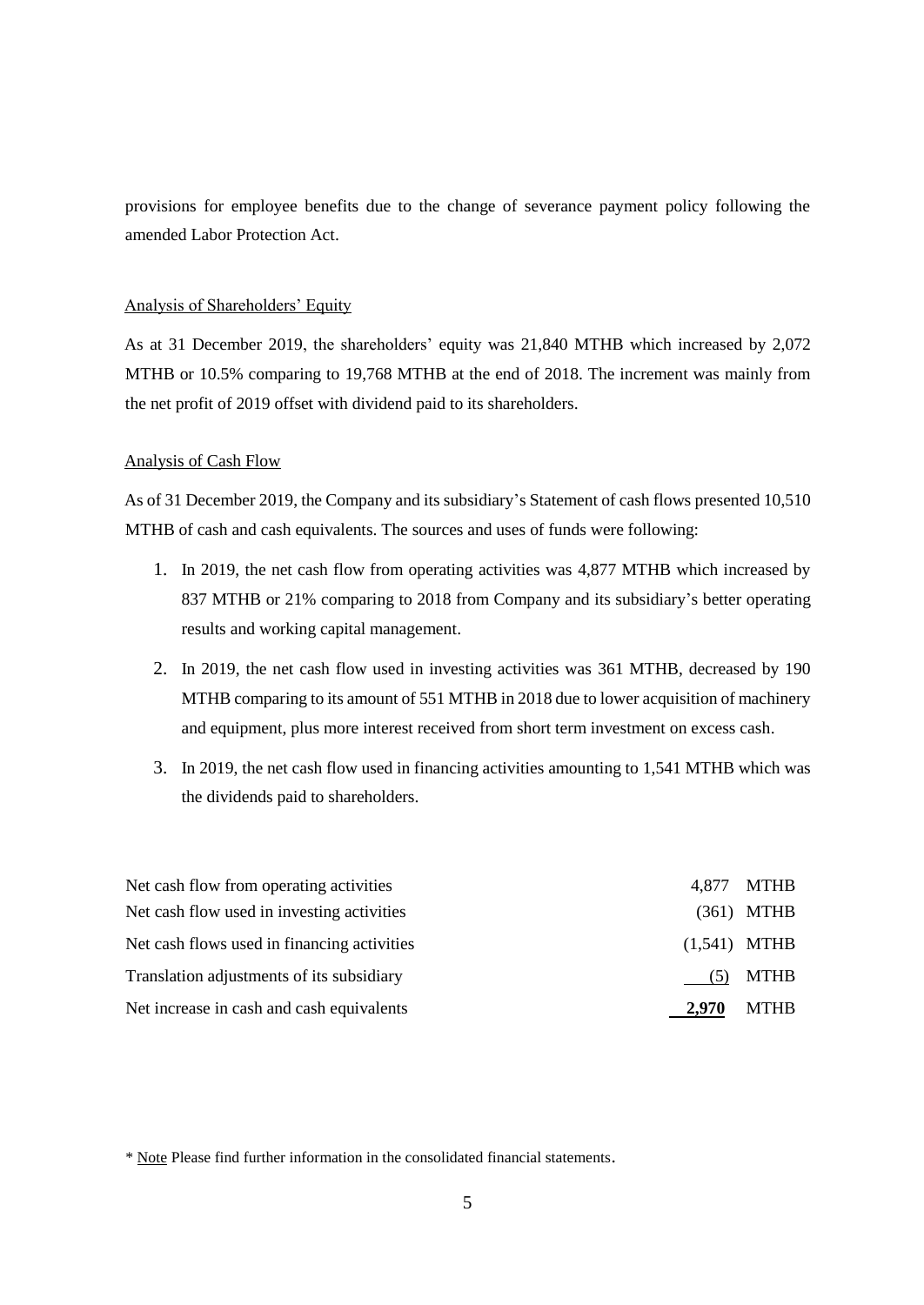provisions for employee benefits due to the change of severance payment policy following the amended Labor Protection Act.

## Analysis of Shareholders' Equity

As at 31 December 2019, the shareholders' equity was 21,840 MTHB which increased by 2,072 MTHB or 10.5% comparing to 19,768 MTHB at the end of 2018. The increment was mainly from the net profit of 2019 offset with dividend paid to its shareholders.

## Analysis of Cash Flow

As of 31 December 2019, the Company and its subsidiary's Statement of cash flows presented 10,510 MTHB of cash and cash equivalents. The sources and uses of funds were following:

1. In 2019, the net cash flow from operating activities was 4,877 MTHB which increased by 837 MTHB or 21% comparing to 2018 from Company and its subsidiary's better operating results and working capital management.
2. In 2019, the net cash flow used in investing activities was 361 MTHB, decreased by 190 MTHB comparing to its amount of 551 MTHB in 2018 due to lower acquisition of machinery and equipment, plus more interest received from short term investment on excess cash.
3. In 2019, the net cash flow used in financing activities amounting to 1,541 MTHB which was the dividends paid to shareholders.

| | | |
|---|---|---|
| Net cash flow from operating activities | 4,877 | MTHB |
| Net cash flow used in investing activities | (361) | MTHB |
| Net cash flows used in financing activities | (1,541) | MTHB |
| Translation adjustments of its subsidiary | (5) | MTHB |
| Net increase in cash and cash equivalents | **2,970** | MTHB |

\* Note Please find further information in the consolidated financial statements.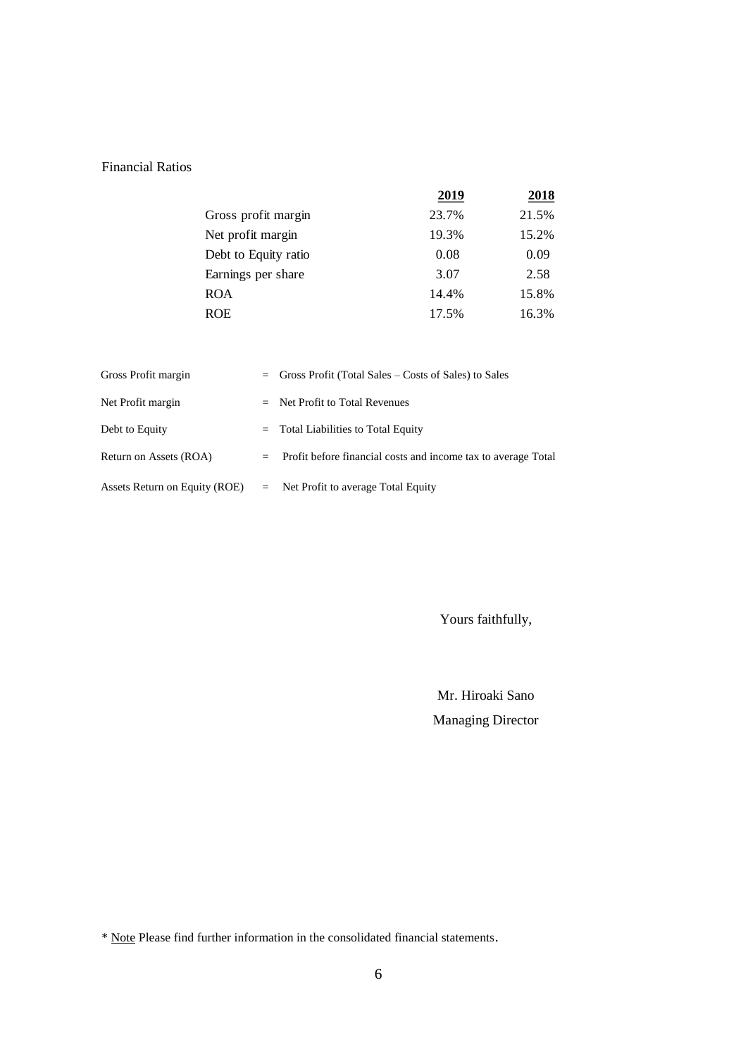Financial Ratios

| | 2019 | 2018 |
|---|---|---|
| Gross profit margin | 23.7% | 21.5% |
| Net profit margin | 19.3% | 15.2% |
| Debt to Equity ratio | 0.08 | 0.09 |
| Earnings per share | 3.07 | 2.58 |
| ROA | 14.4% | 15.8% |
| ROE | 17.5% | 16.3% |

| | | |
|---|---|---|
| Gross Profit margin | = | Gross Profit (Total Sales – Costs of Sales) to Sales |
| Net Profit margin | = | Net Profit to Total Revenues |
| Debt to Equity | = | Total Liabilities to Total Equity |
| Return on Assets (ROA) | = | Profit before financial costs and income tax to average Total |
| Assets Return on Equity (ROE) | = | Net Profit to average Total Equity |

Yours faithfully,

Mr. Hiroaki Sano
Managing Director

* Note Please find further information in the consolidated financial statements.